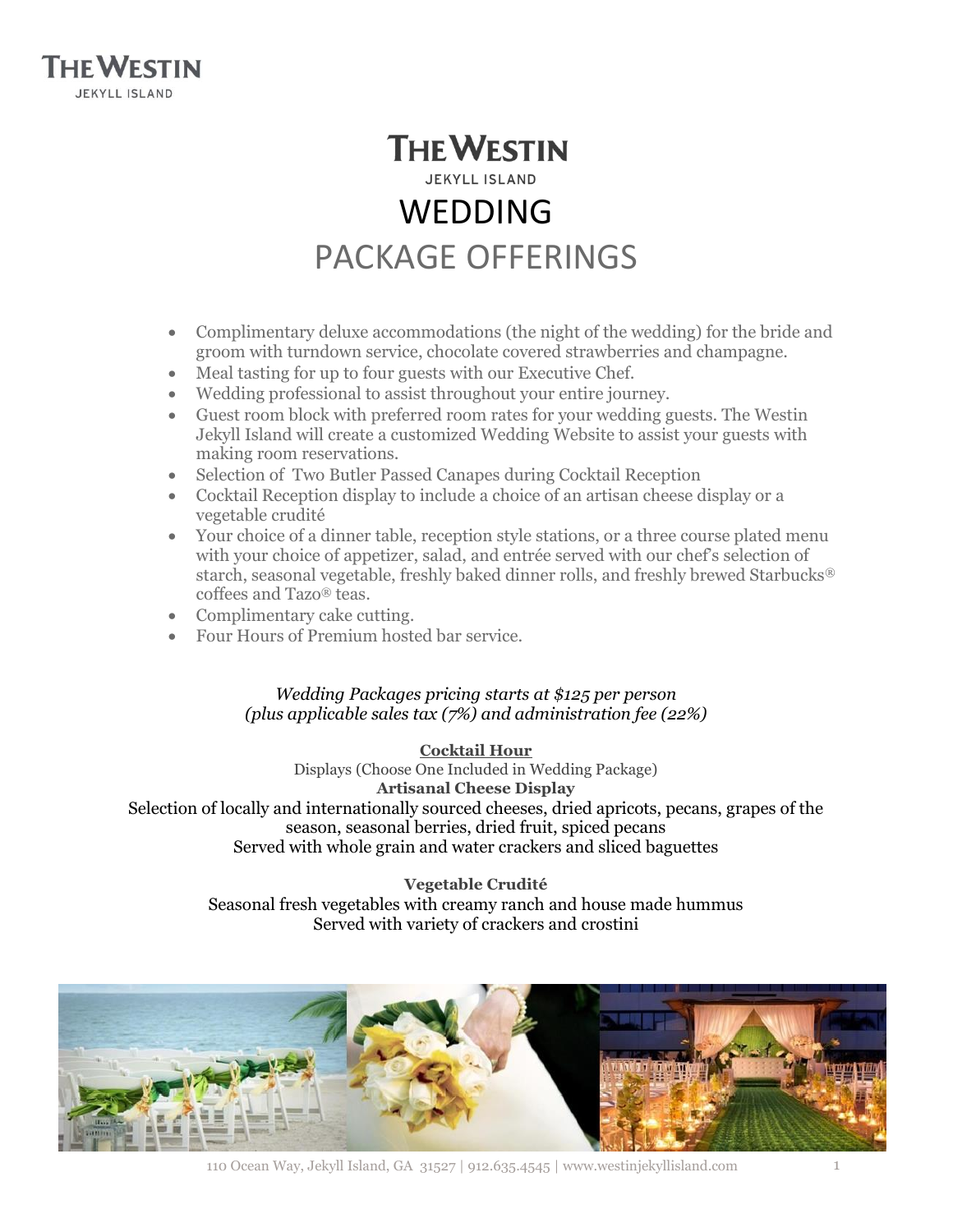# THE WESTIN JEKYLL ISLAND

# WEDDING

## PACKAGE OFFERINGS

- Complimentary deluxe accommodations (the night of the wedding) for the bride and groom with turndown service, chocolate covered strawberries and champagne.
- Meal tasting for up to four guests with our Executive Chef.
- Wedding professional to assist throughout your entire journey.
- Guest room block with preferred room rates for your wedding guests. The Westin Jekyll Island will create a customized Wedding Website to assist your guests with making room reservations.
- Selection of Two Butler Passed Canapes during Cocktail Reception
- Cocktail Reception display to include a choice of an artisan cheese display or a vegetable crudité
- Your choice of a dinner table, reception style stations, or a three course plated menu with your choice of appetizer, salad, and entrée served with our chef's selection of starch, seasonal vegetable, freshly baked dinner rolls, and freshly brewed Starbucks® coffees and Tazo® teas.
- Complimentary cake cutting.
- Four Hours of Premium hosted bar service.

*Wedding Packages pricing starts at $125 per person (plus applicable sales tax (7%) and administration fee (22%)*

**Cocktail Hour**

Displays (Choose One Included in Wedding Package)

**Artisanal Cheese Display**

Selection of locally and internationally sourced cheeses, dried apricots, pecans, grapes of the season, seasonal berries, dried fruit, spiced pecans

Served with whole grain and water crackers and sliced baguettes

**Vegetable Crudité**

Seasonal fresh vegetables with creamy ranch and house made hummus

Served with variety of crackers and crostini

110 Ocean Way, Jekyll Island, GA 31527 | 912.635.4545 | www.westinjekyllisland.com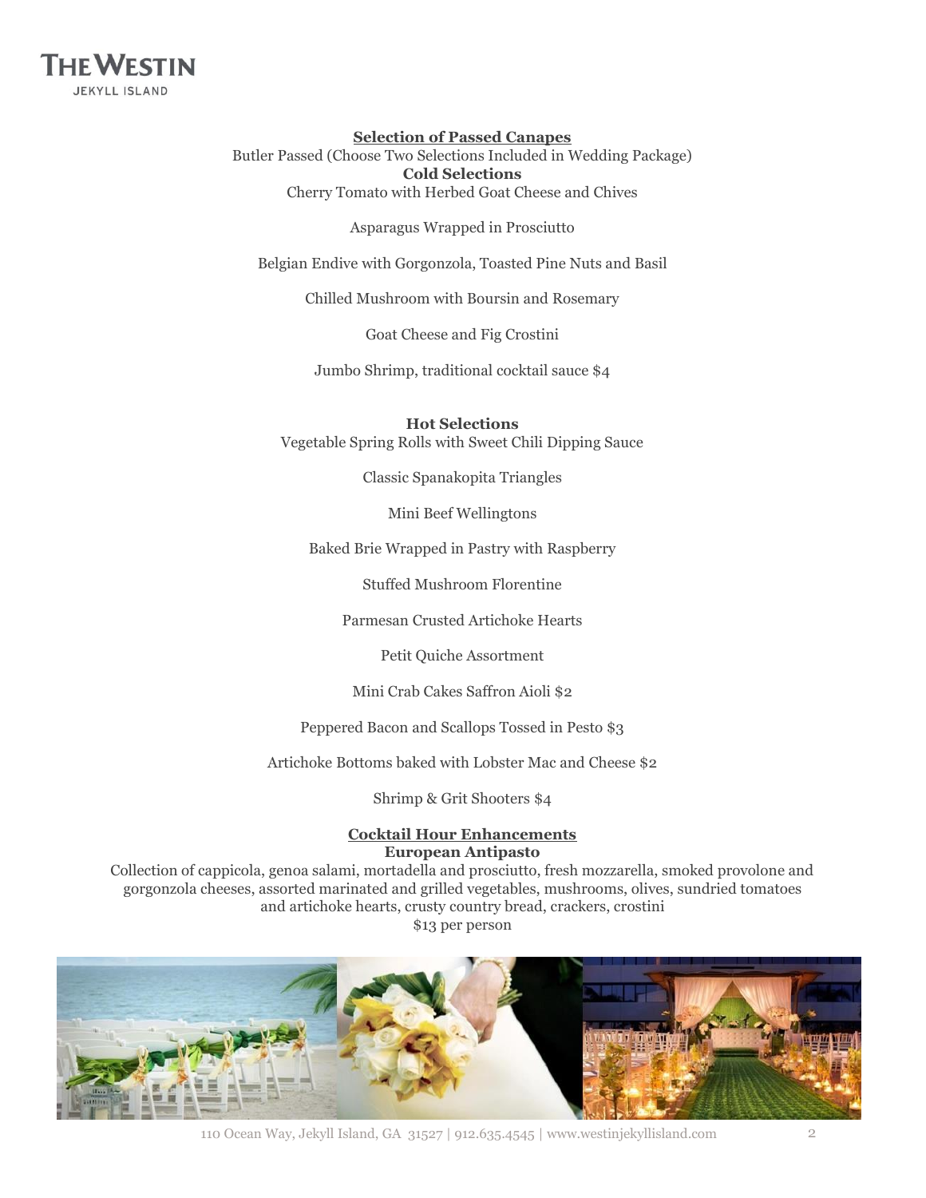## Selection of Passed Canapes

Butler Passed (Choose Two Selections Included in Wedding Package)

### Cold Selections

Cherry Tomato with Herbed Goat Cheese and Chives

Asparagus Wrapped in Prosciutto

Belgian Endive with Gorgonzola, Toasted Pine Nuts and Basil

Chilled Mushroom with Boursin and Rosemary

Goat Cheese and Fig Crostini

Jumbo Shrimp, traditional cocktail sauce $4

### Hot Selections

Vegetable Spring Rolls with Sweet Chili Dipping Sauce

Classic Spanakopita Triangles

Mini Beef Wellingtons

Baked Brie Wrapped in Pastry with Raspberry

Stuffed Mushroom Florentine

Parmesan Crusted Artichoke Hearts

Petit Quiche Assortment

Mini Crab Cakes Saffron Aioli $2

Peppered Bacon and Scallops Tossed in Pesto $3

Artichoke Bottoms baked with Lobster Mac and Cheese $2

Shrimp & Grit Shooters $4

## Cocktail Hour Enhancements

### European Antipasto

Collection of cappicola, genoa salami, mortadella and prosciutto, fresh mozzarella, smoked provolone and gorgonzola cheeses, assorted marinated and grilled vegetables, mushrooms, olives, sundried tomatoes and artichoke hearts, crusty country bread, crackers, crostini

$13 per person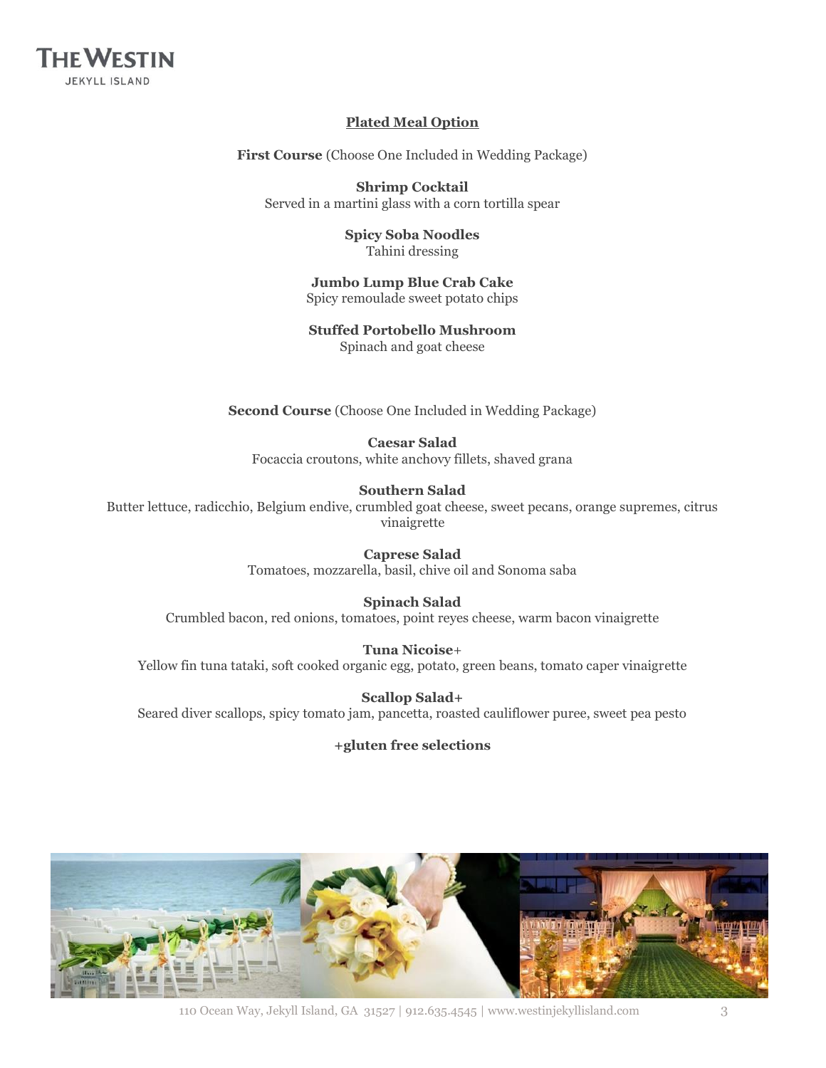## Plated Meal Option

**First Course** (Choose One Included in Wedding Package)

**Shrimp Cocktail**
Served in a martini glass with a corn tortilla spear

**Spicy Soba Noodles**
Tahini dressing

**Jumbo Lump Blue Crab Cake**
Spicy remoulade sweet potato chips

**Stuffed Portobello Mushroom**
Spinach and goat cheese

**Second Course** (Choose One Included in Wedding Package)

**Caesar Salad**
Focaccia croutons, white anchovy fillets, shaved grana

**Southern Salad**
Butter lettuce, radicchio, Belgium endive, crumbled goat cheese, sweet pecans, orange supremes, citrus vinaigrette

**Caprese Salad**
Tomatoes, mozzarella, basil, chive oil and Sonoma saba

**Spinach Salad**
Crumbled bacon, red onions, tomatoes, point reyes cheese, warm bacon vinaigrette

**Tuna Nicoise**+
Yellow fin tuna tataki, soft cooked organic egg, potato, green beans, tomato caper vinaigrette

**Scallop Salad+**
Seared diver scallops, spicy tomato jam, pancetta, roasted cauliflower puree, sweet pea pesto

**+gluten free selections**

110 Ocean Way, Jekyll Island, GA 31527 | 912.635.4545 | www.westinjekyllisland.com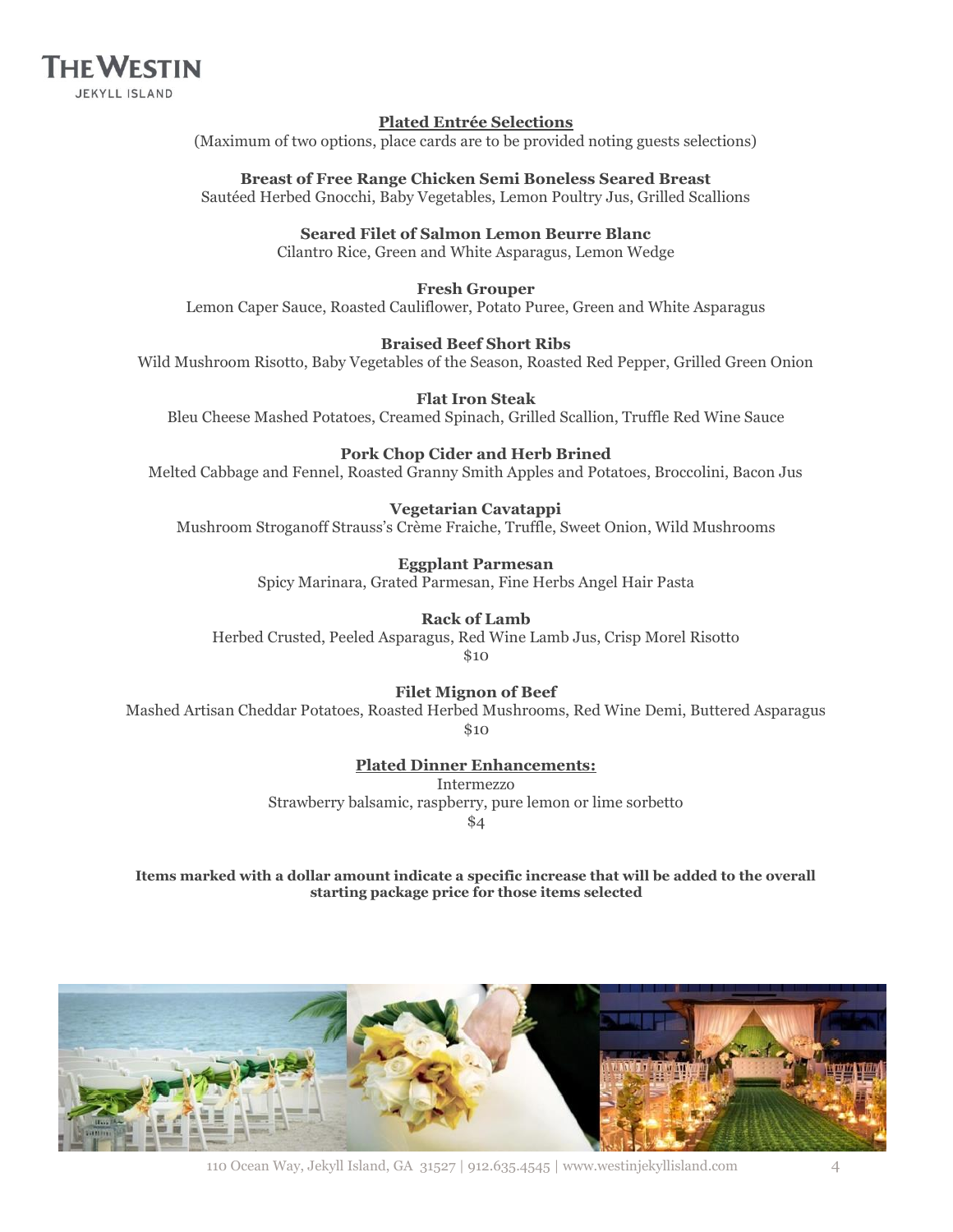## Plated Entrée Selections

(Maximum of two options, place cards are to be provided noting guests selections)

**Breast of Free Range Chicken Semi Boneless Seared Breast**
Sautéed Herbed Gnocchi, Baby Vegetables, Lemon Poultry Jus, Grilled Scallions

**Seared Filet of Salmon Lemon Beurre Blanc**
Cilantro Rice, Green and White Asparagus, Lemon Wedge

**Fresh Grouper**
Lemon Caper Sauce, Roasted Cauliflower, Potato Puree, Green and White Asparagus

**Braised Beef Short Ribs**
Wild Mushroom Risotto, Baby Vegetables of the Season, Roasted Red Pepper, Grilled Green Onion

**Flat Iron Steak**
Bleu Cheese Mashed Potatoes, Creamed Spinach, Grilled Scallion, Truffle Red Wine Sauce

**Pork Chop Cider and Herb Brined**
Melted Cabbage and Fennel, Roasted Granny Smith Apples and Potatoes, Broccolini, Bacon Jus

**Vegetarian Cavatappi**
Mushroom Stroganoff Strauss's Crème Fraiche, Truffle, Sweet Onion, Wild Mushrooms

**Eggplant Parmesan**
Spicy Marinara, Grated Parmesan, Fine Herbs Angel Hair Pasta

**Rack of Lamb**
Herbed Crusted, Peeled Asparagus, Red Wine Lamb Jus, Crisp Morel Risotto
$10

**Filet Mignon of Beef**
Mashed Artisan Cheddar Potatoes, Roasted Herbed Mushrooms, Red Wine Demi, Buttered Asparagus
$10

## Plated Dinner Enhancements:

Intermezzo
Strawberry balsamic, raspberry, pure lemon or lime sorbetto
$4

**Items marked with a dollar amount indicate a specific increase that will be added to the overall starting package price for those items selected**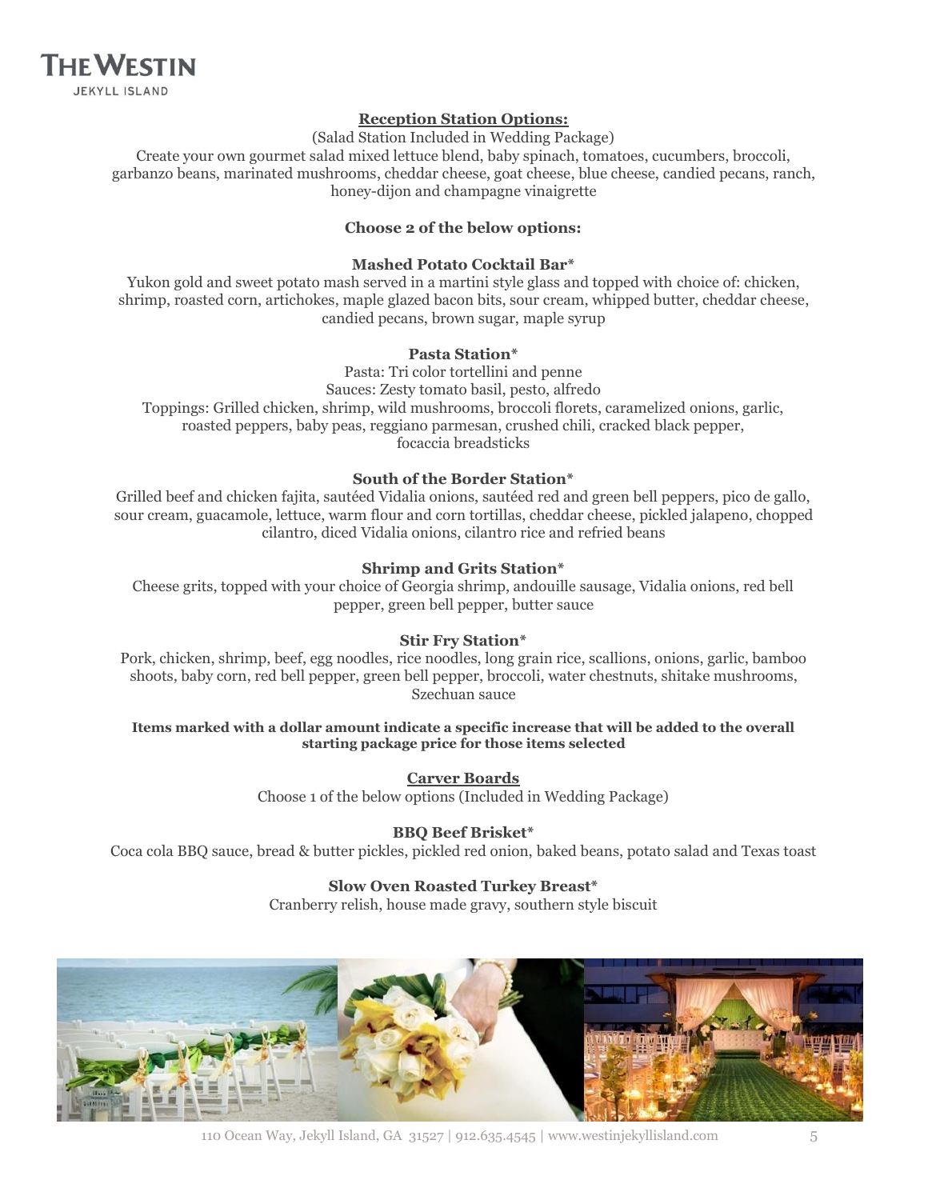## Reception Station Options:

(Salad Station Included in Wedding Package)

Create your own gourmet salad mixed lettuce blend, baby spinach, tomatoes, cucumbers, broccoli, garbanzo beans, marinated mushrooms, cheddar cheese, goat cheese, blue cheese, candied pecans, ranch, honey-dijon and champagne vinaigrette

**Choose 2 of the below options:**

**Mashed Potato Cocktail Bar***

Yukon gold and sweet potato mash served in a martini style glass and topped with choice of: chicken, shrimp, roasted corn, artichokes, maple glazed bacon bits, sour cream, whipped butter, cheddar cheese, candied pecans, brown sugar, maple syrup

**Pasta Station***

Pasta: Tri color tortellini and penne

Sauces: Zesty tomato basil, pesto, alfredo

Toppings: Grilled chicken, shrimp, wild mushrooms, broccoli florets, caramelized onions, garlic, roasted peppers, baby peas, reggiano parmesan, crushed chili, cracked black pepper, focaccia breadsticks

**South of the Border Station***

Grilled beef and chicken fajita, sautéed Vidalia onions, sautéed red and green bell peppers, pico de gallo, sour cream, guacamole, lettuce, warm flour and corn tortillas, cheddar cheese, pickled jalapeno, chopped cilantro, diced Vidalia onions, cilantro rice and refried beans

**Shrimp and Grits Station***

Cheese grits, topped with your choice of Georgia shrimp, andouille sausage, Vidalia onions, red bell pepper, green bell pepper, butter sauce

**Stir Fry Station***

Pork, chicken, shrimp, beef, egg noodles, rice noodles, long grain rice, scallions, onions, garlic, bamboo shoots, baby corn, red bell pepper, green bell pepper, broccoli, water chestnuts, shitake mushrooms, Szechuan sauce

**Items marked with a dollar amount indicate a specific increase that will be added to the overall starting package price for those items selected**

## Carver Boards

Choose 1 of the below options (Included in Wedding Package)

**BBQ Beef Brisket***

Coca cola BBQ sauce, bread & butter pickles, pickled red onion, baked beans, potato salad and Texas toast

**Slow Oven Roasted Turkey Breast***

Cranberry relish, house made gravy, southern style biscuit

110 Ocean Way, Jekyll Island, GA 31527 | 912.635.4545 | www.westinjekyllisland.com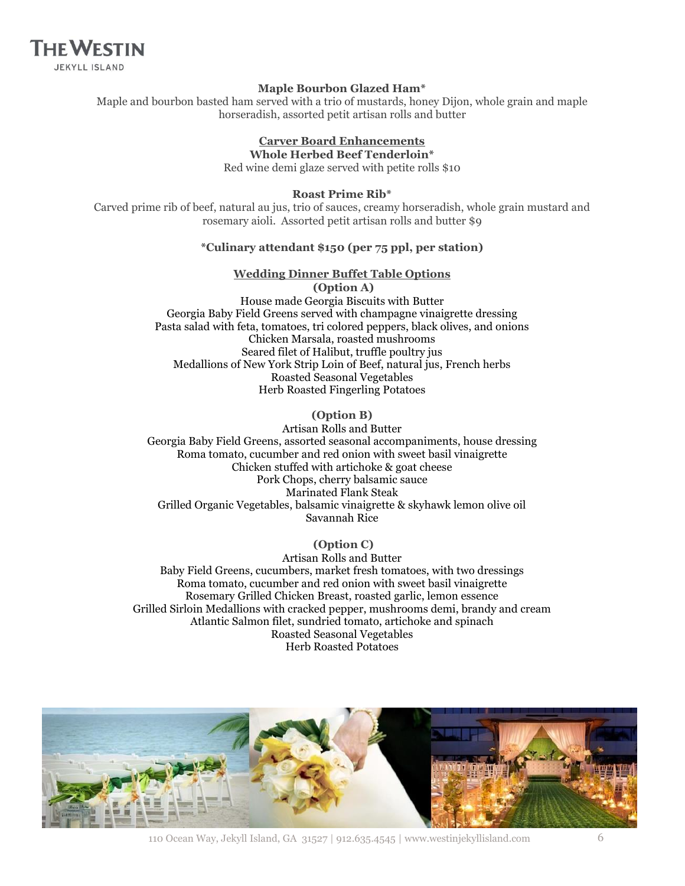**Maple Bourbon Glazed Ham***

Maple and bourbon basted ham served with a trio of mustards, honey Dijon, whole grain and maple horseradish, assorted petit artisan rolls and butter

## Carver Board Enhancements

**Whole Herbed Beef Tenderloin***

Red wine demi glaze served with petite rolls $10

**Roast Prime Rib***

Carved prime rib of beef, natural au jus, trio of sauces, creamy horseradish, whole grain mustard and rosemary aioli. Assorted petit artisan rolls and butter $9

***Culinary attendant $150 (per 75 ppl, per station)**

## Wedding Dinner Buffet Table Options

**(Option A)**

House made Georgia Biscuits with Butter
Georgia Baby Field Greens served with champagne vinaigrette dressing
Pasta salad with feta, tomatoes, tri colored peppers, black olives, and onions
Chicken Marsala, roasted mushrooms
Seared filet of Halibut, truffle poultry jus
Medallions of New York Strip Loin of Beef, natural jus, French herbs
Roasted Seasonal Vegetables
Herb Roasted Fingerling Potatoes

**(Option B)**

Artisan Rolls and Butter
Georgia Baby Field Greens, assorted seasonal accompaniments, house dressing
Roma tomato, cucumber and red onion with sweet basil vinaigrette
Chicken stuffed with artichoke & goat cheese
Pork Chops, cherry balsamic sauce
Marinated Flank Steak
Grilled Organic Vegetables, balsamic vinaigrette & skyhawk lemon olive oil
Savannah Rice

**(Option C)**

Artisan Rolls and Butter
Baby Field Greens, cucumbers, market fresh tomatoes, with two dressings
Roma tomato, cucumber and red onion with sweet basil vinaigrette
Rosemary Grilled Chicken Breast, roasted garlic, lemon essence
Grilled Sirloin Medallions with cracked pepper, mushrooms demi, brandy and cream
Atlantic Salmon filet, sundried tomato, artichoke and spinach
Roasted Seasonal Vegetables
Herb Roasted Potatoes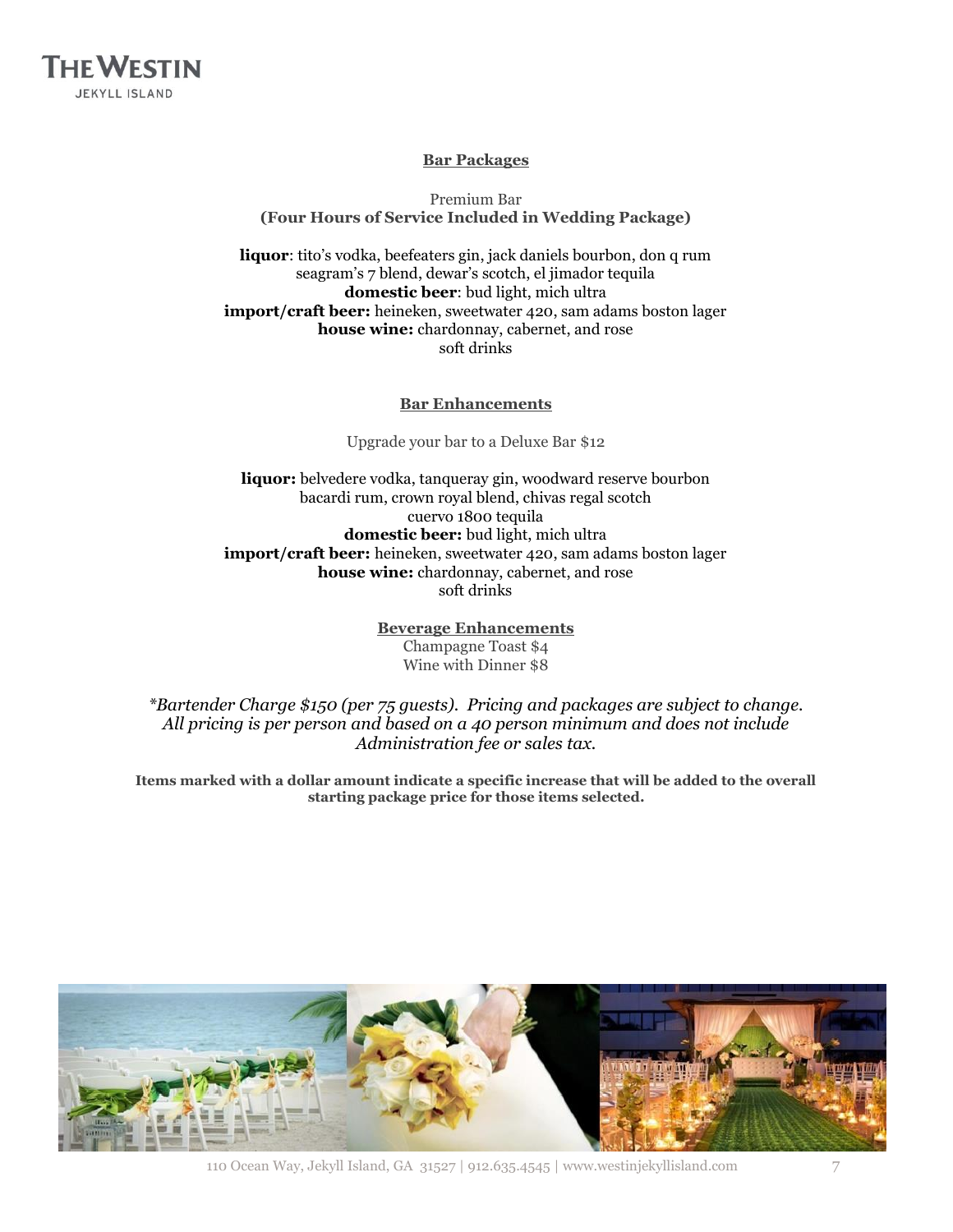## Bar Packages

Premium Bar
**(Four Hours of Service Included in Wedding Package)**

**liquor**: tito's vodka, beefeaters gin, jack daniels bourbon, don q rum
seagram's 7 blend, dewar's scotch, el jimador tequila
**domestic beer**: bud light, mich ultra
**import/craft beer:** heineken, sweetwater 420, sam adams boston lager
**house wine:** chardonnay, cabernet, and rose
soft drinks

## Bar Enhancements

Upgrade your bar to a Deluxe Bar $12

**liquor:** belvedere vodka, tanqueray gin, woodward reserve bourbon
bacardi rum, crown royal blend, chivas regal scotch
cuervo 1800 tequila
**domestic beer:** bud light, mich ultra
**import/craft beer:** heineken, sweetwater 420, sam adams boston lager
**house wine:** chardonnay, cabernet, and rose
soft drinks

## Beverage Enhancements

Champagne Toast $4
Wine with Dinner $8

*\*Bartender Charge $150 (per 75 guests). Pricing and packages are subject to change. All pricing is per person and based on a 40 person minimum and does not include Administration fee or sales tax.*

**Items marked with a dollar amount indicate a specific increase that will be added to the overall starting package price for those items selected.**